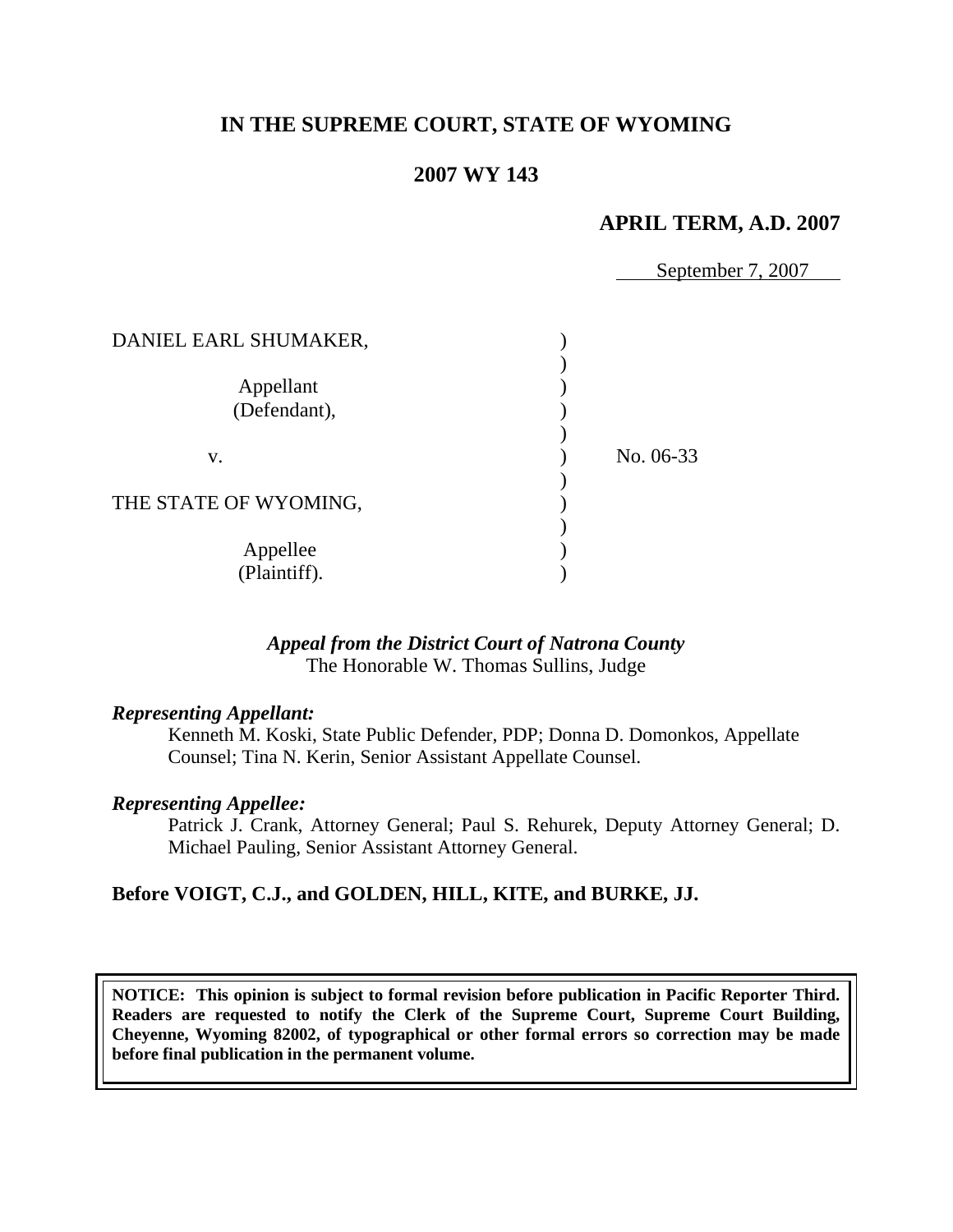# IN THE SUPREME COURT, STATE OF WYOMING

## 2007 WY 143

### APRIL TERM, A.D. 2007

September 7, 2007

| | | |
|---|---|---|
| DANIEL EARL SHUMAKER,<br><br>Appellant<br>(Defendant), | ) | |
| v. | ) | No. 06-33 |
| THE STATE OF WYOMING,<br><br>Appellee<br>(Plaintiff). | ) | |

***Appeal from the District Court of Natrona County***
The Honorable W. Thomas Sullins, Judge

***Representing Appellant:***

Kenneth M. Koski, State Public Defender, PDP; Donna D. Domonkos, Appellate Counsel; Tina N. Kerin, Senior Assistant Appellate Counsel.

***Representing Appellee:***

Patrick J. Crank, Attorney General; Paul S. Rehurek, Deputy Attorney General; D. Michael Pauling, Senior Assistant Attorney General.

**Before VOIGT, C.J., and GOLDEN, HILL, KITE, and BURKE, JJ.**

**NOTICE: This opinion is subject to formal revision before publication in Pacific Reporter Third. Readers are requested to notify the Clerk of the Supreme Court, Supreme Court Building, Cheyenne, Wyoming 82002, of typographical or other formal errors so correction may be made before final publication in the permanent volume.**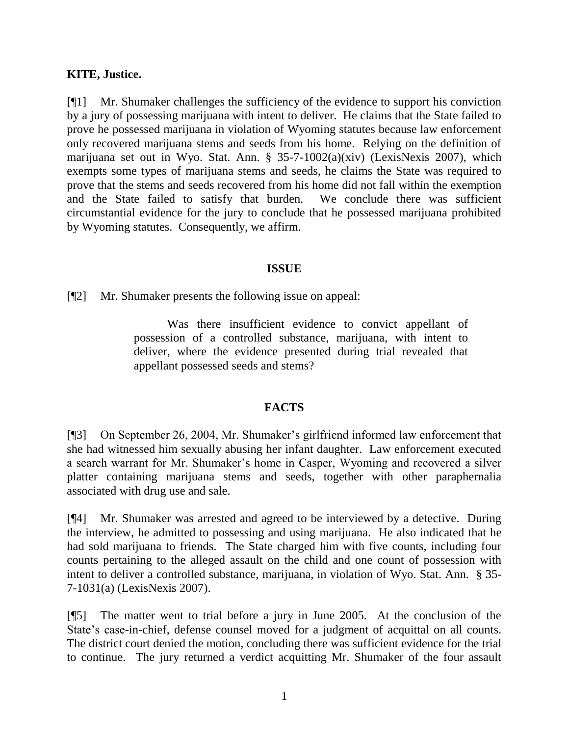**KITE, Justice.**

[¶1] Mr. Shumaker challenges the sufficiency of the evidence to support his conviction by a jury of possessing marijuana with intent to deliver. He claims that the State failed to prove he possessed marijuana in violation of Wyoming statutes because law enforcement only recovered marijuana stems and seeds from his home. Relying on the definition of marijuana set out in Wyo. Stat. Ann. § 35-7-1002(a)(xiv) (LexisNexis 2007), which exempts some types of marijuana stems and seeds, he claims the State was required to prove that the stems and seeds recovered from his home did not fall within the exemption and the State failed to satisfy that burden. We conclude there was sufficient circumstantial evidence for the jury to conclude that he possessed marijuana prohibited by Wyoming statutes. Consequently, we affirm.

## ISSUE

[¶2] Mr. Shumaker presents the following issue on appeal:

> Was there insufficient evidence to convict appellant of possession of a controlled substance, marijuana, with intent to deliver, where the evidence presented during trial revealed that appellant possessed seeds and stems?

## FACTS

[¶3] On September 26, 2004, Mr. Shumaker's girlfriend informed law enforcement that she had witnessed him sexually abusing her infant daughter. Law enforcement executed a search warrant for Mr. Shumaker's home in Casper, Wyoming and recovered a silver platter containing marijuana stems and seeds, together with other paraphernalia associated with drug use and sale.

[¶4] Mr. Shumaker was arrested and agreed to be interviewed by a detective. During the interview, he admitted to possessing and using marijuana. He also indicated that he had sold marijuana to friends. The State charged him with five counts, including four counts pertaining to the alleged assault on the child and one count of possession with intent to deliver a controlled substance, marijuana, in violation of Wyo. Stat. Ann. § 35-7-1031(a) (LexisNexis 2007).

[¶5] The matter went to trial before a jury in June 2005. At the conclusion of the State's case-in-chief, defense counsel moved for a judgment of acquittal on all counts. The district court denied the motion, concluding there was sufficient evidence for the trial to continue. The jury returned a verdict acquitting Mr. Shumaker of the four assault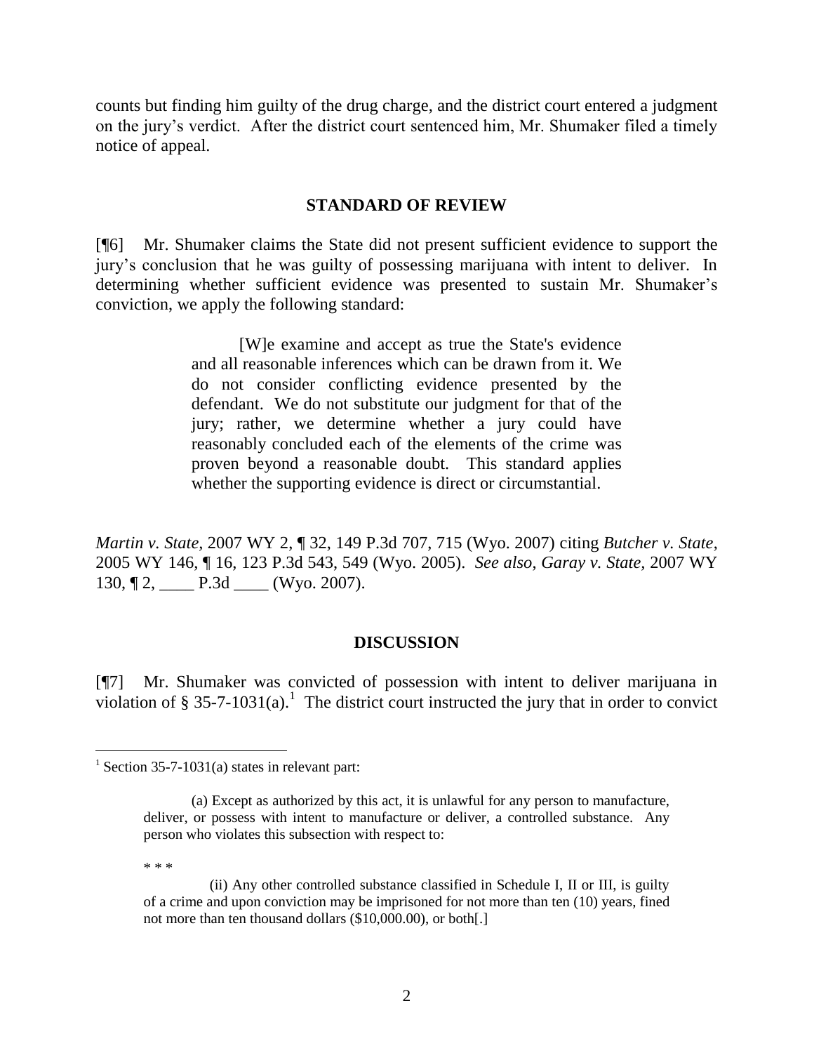counts but finding him guilty of the drug charge, and the district court entered a judgment on the jury's verdict. After the district court sentenced him, Mr. Shumaker filed a timely notice of appeal.

## STANDARD OF REVIEW

[¶6] Mr. Shumaker claims the State did not present sufficient evidence to support the jury's conclusion that he was guilty of possessing marijuana with intent to deliver. In determining whether sufficient evidence was presented to sustain Mr. Shumaker's conviction, we apply the following standard:

> [W]e examine and accept as true the State's evidence and all reasonable inferences which can be drawn from it. We do not consider conflicting evidence presented by the defendant. We do not substitute our judgment for that of the jury; rather, we determine whether a jury could have reasonably concluded each of the elements of the crime was proven beyond a reasonable doubt. This standard applies whether the supporting evidence is direct or circumstantial.

*Martin v. State*, 2007 WY 2, ¶ 32, 149 P.3d 707, 715 (Wyo. 2007) citing *Butcher v. State*, 2005 WY 146, ¶ 16, 123 P.3d 543, 549 (Wyo. 2005). *See also*, *Garay v. State*, 2007 WY 130, ¶ 2, ____ P.3d ____ (Wyo. 2007).

## DISCUSSION

[¶7] Mr. Shumaker was convicted of possession with intent to deliver marijuana in violation of § 35-7-1031(a).[1] The district court instructed the jury that in order to convict

---

[1] Section 35-7-1031(a) states in relevant part:

> (a) Except as authorized by this act, it is unlawful for any person to manufacture, deliver, or possess with intent to manufacture or deliver, a controlled substance. Any person who violates this subsection with respect to:
>
> * * *
>
> (ii) Any other controlled substance classified in Schedule I, II or III, is guilty of a crime and upon conviction may be imprisoned for not more than ten (10) years, fined not more than ten thousand dollars ($10,000.00), or both[.]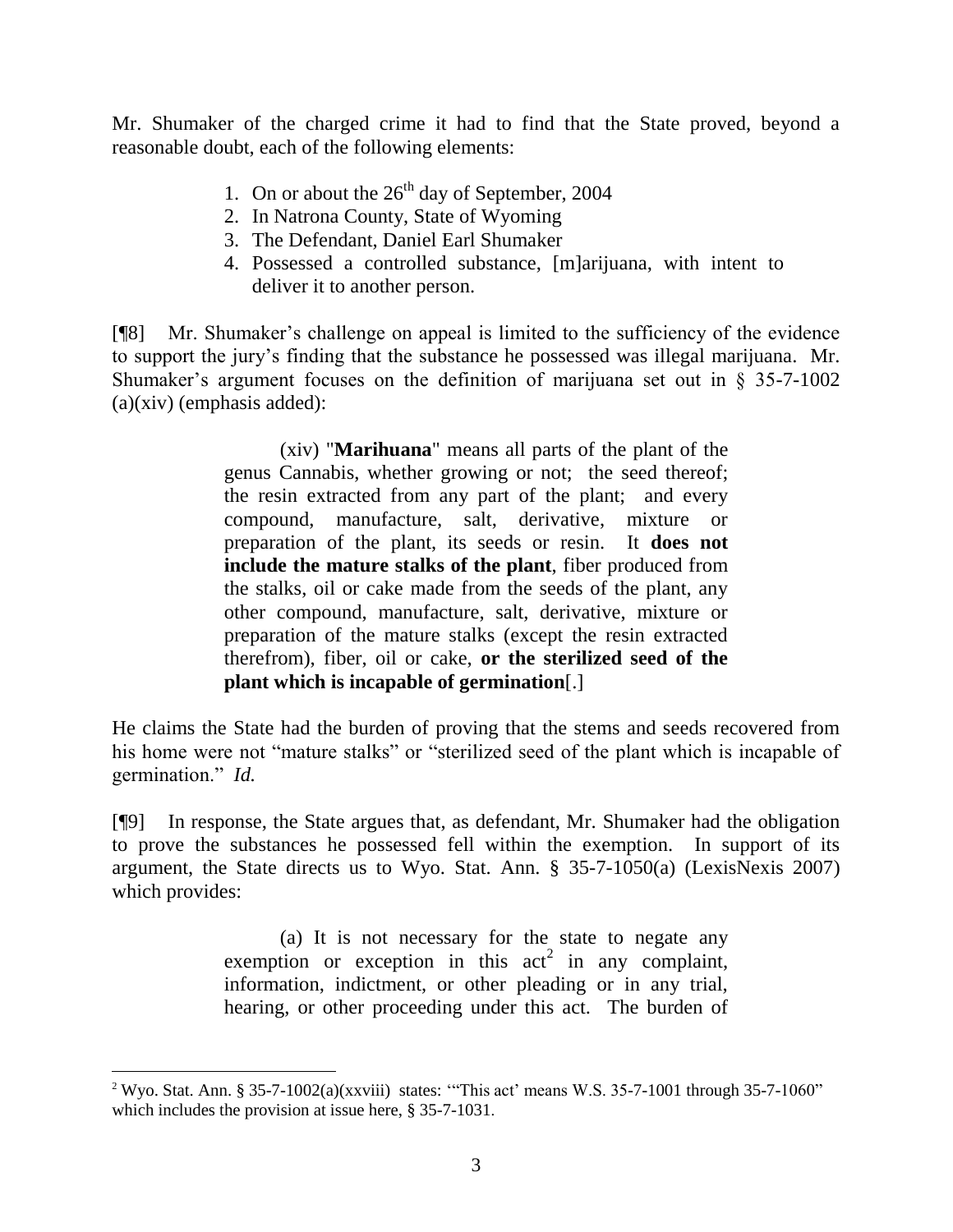Mr. Shumaker of the charged crime it had to find that the State proved, beyond a reasonable doubt, each of the following elements:

> 1. On or about the 26th day of September, 2004
> 2. In Natrona County, State of Wyoming
> 3. The Defendant, Daniel Earl Shumaker
> 4. Possessed a controlled substance, [m]arijuana, with intent to deliver it to another person.

[¶8] Mr. Shumaker's challenge on appeal is limited to the sufficiency of the evidence to support the jury's finding that the substance he possessed was illegal marijuana. Mr. Shumaker's argument focuses on the definition of marijuana set out in § 35-7-1002 (a)(xiv) (emphasis added):

> (xiv) "**Marihuana**" means all parts of the plant of the genus Cannabis, whether growing or not; the seed thereof; the resin extracted from any part of the plant; and every compound, manufacture, salt, derivative, mixture or preparation of the plant, its seeds or resin. It **does not include the mature stalks of the plant**, fiber produced from the stalks, oil or cake made from the seeds of the plant, any other compound, manufacture, salt, derivative, mixture or preparation of the mature stalks (except the resin extracted therefrom), fiber, oil or cake, **or the sterilized seed of the plant which is incapable of germination**[.]

He claims the State had the burden of proving that the stems and seeds recovered from his home were not "mature stalks" or "sterilized seed of the plant which is incapable of germination." *Id.*

[¶9] In response, the State argues that, as defendant, Mr. Shumaker had the obligation to prove the substances he possessed fell within the exemption. In support of its argument, the State directs us to Wyo. Stat. Ann. § 35-7-1050(a) (LexisNexis 2007) which provides:

> (a) It is not necessary for the state to negate any exemption or exception in this act[2] in any complaint, information, indictment, or other pleading or in any trial, hearing, or other proceeding under this act. The burden of

[2] Wyo. Stat. Ann. § 35-7-1002(a)(xxviii) states: "'This act' means W.S. 35-7-1001 through 35-7-1060" which includes the provision at issue here, § 35-7-1031.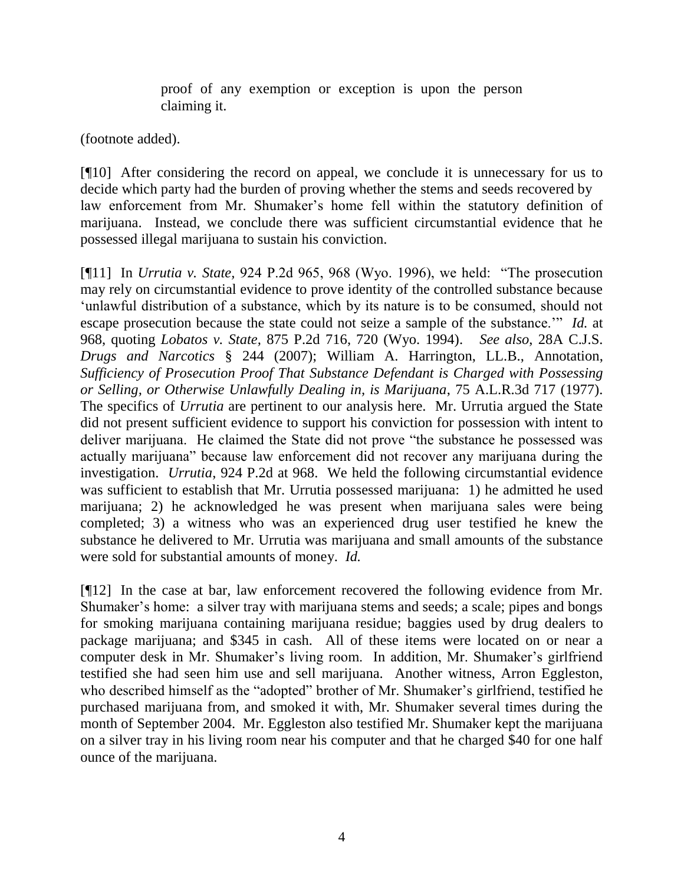> proof of any exemption or exception is upon the person claiming it.

(footnote added).

[¶10] After considering the record on appeal, we conclude it is unnecessary for us to decide which party had the burden of proving whether the stems and seeds recovered by law enforcement from Mr. Shumaker's home fell within the statutory definition of marijuana. Instead, we conclude there was sufficient circumstantial evidence that he possessed illegal marijuana to sustain his conviction.

[¶11] In *Urrutia v. State*, 924 P.2d 965, 968 (Wyo. 1996), we held: "The prosecution may rely on circumstantial evidence to prove identity of the controlled substance because 'unlawful distribution of a substance, which by its nature is to be consumed, should not escape prosecution because the state could not seize a sample of the substance.'" *Id.* at 968, quoting *Lobatos v. State*, 875 P.2d 716, 720 (Wyo. 1994). *See also*, 28A C.J.S. *Drugs and Narcotics* § 244 (2007); William A. Harrington, LL.B., Annotation, *Sufficiency of Prosecution Proof That Substance Defendant is Charged with Possessing or Selling, or Otherwise Unlawfully Dealing in, is Marijuana*, 75 A.L.R.3d 717 (1977). The specifics of *Urrutia* are pertinent to our analysis here. Mr. Urrutia argued the State did not present sufficient evidence to support his conviction for possession with intent to deliver marijuana. He claimed the State did not prove "the substance he possessed was actually marijuana" because law enforcement did not recover any marijuana during the investigation. *Urrutia*, 924 P.2d at 968. We held the following circumstantial evidence was sufficient to establish that Mr. Urrutia possessed marijuana: 1) he admitted he used marijuana; 2) he acknowledged he was present when marijuana sales were being completed; 3) a witness who was an experienced drug user testified he knew the substance he delivered to Mr. Urrutia was marijuana and small amounts of the substance were sold for substantial amounts of money. *Id.*

[¶12] In the case at bar, law enforcement recovered the following evidence from Mr. Shumaker's home: a silver tray with marijuana stems and seeds; a scale; pipes and bongs for smoking marijuana containing marijuana residue; baggies used by drug dealers to package marijuana; and $345 in cash. All of these items were located on or near a computer desk in Mr. Shumaker's living room. In addition, Mr. Shumaker's girlfriend testified she had seen him use and sell marijuana. Another witness, Arron Eggleston, who described himself as the "adopted" brother of Mr. Shumaker's girlfriend, testified he purchased marijuana from, and smoked it with, Mr. Shumaker several times during the month of September 2004. Mr. Eggleston also testified Mr. Shumaker kept the marijuana on a silver tray in his living room near his computer and that he charged $40 for one half ounce of the marijuana.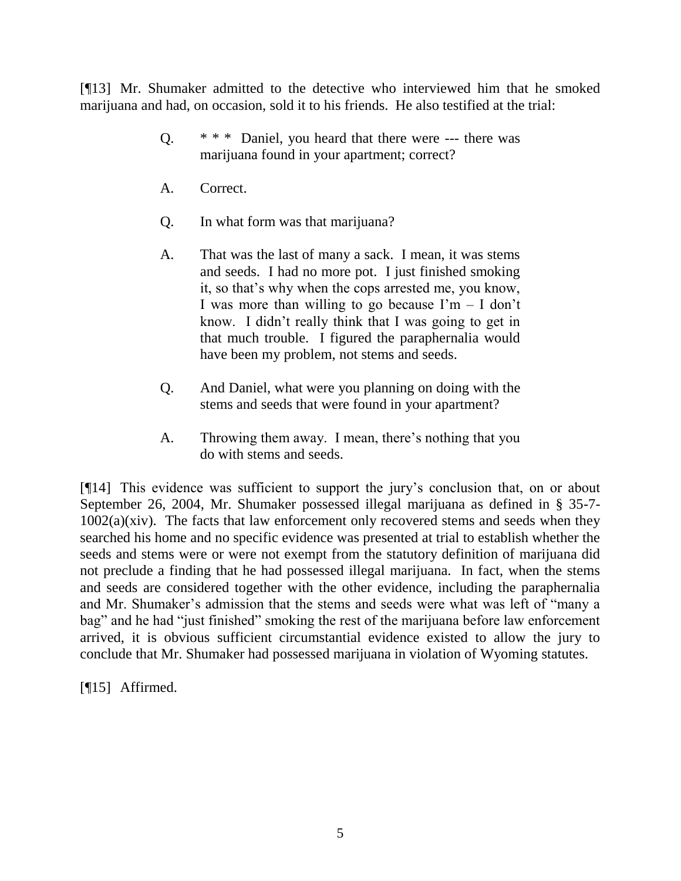[¶13] Mr. Shumaker admitted to the detective who interviewed him that he smoked marijuana and had, on occasion, sold it to his friends. He also testified at the trial:

> Q. * * * Daniel, you heard that there were --- there was marijuana found in your apartment; correct?
>
> A. Correct.
>
> Q. In what form was that marijuana?
>
> A. That was the last of many a sack. I mean, it was stems and seeds. I had no more pot. I just finished smoking it, so that's why when the cops arrested me, you know, I was more than willing to go because I'm – I don't know. I didn't really think that I was going to get in that much trouble. I figured the paraphernalia would have been my problem, not stems and seeds.
>
> Q. And Daniel, what were you planning on doing with the stems and seeds that were found in your apartment?
>
> A. Throwing them away. I mean, there's nothing that you do with stems and seeds.

[¶14] This evidence was sufficient to support the jury's conclusion that, on or about September 26, 2004, Mr. Shumaker possessed illegal marijuana as defined in § 35-7-1002(a)(xiv). The facts that law enforcement only recovered stems and seeds when they searched his home and no specific evidence was presented at trial to establish whether the seeds and stems were or were not exempt from the statutory definition of marijuana did not preclude a finding that he had possessed illegal marijuana. In fact, when the stems and seeds are considered together with the other evidence, including the paraphernalia and Mr. Shumaker's admission that the stems and seeds were what was left of "many a bag" and he had "just finished" smoking the rest of the marijuana before law enforcement arrived, it is obvious sufficient circumstantial evidence existed to allow the jury to conclude that Mr. Shumaker had possessed marijuana in violation of Wyoming statutes.

[¶15] Affirmed.